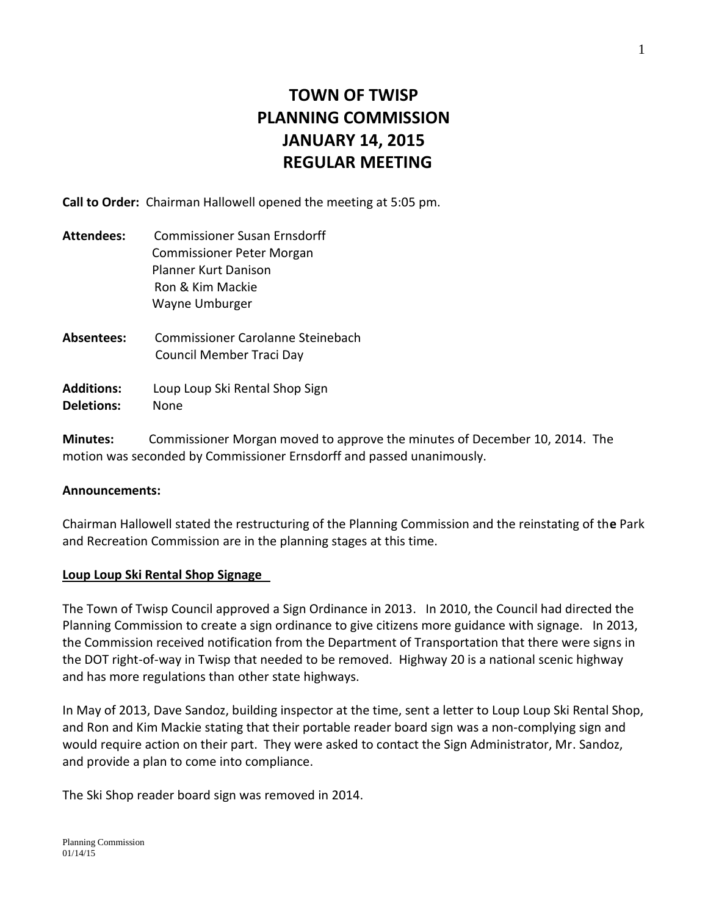# TOWN OF TWISP
# PLANNING COMMISSION
# JANUARY 14, 2015
# REGULAR MEETING

**Call to Order:** Chairman Hallowell opened the meeting at 5:05 pm.

**Attendees:** Commissioner Susan Ernsdorff
Commissioner Peter Morgan
Planner Kurt Danison
Ron & Kim Mackie
Wayne Umburger

**Absentees:** Commissioner Carolanne Steinebach
Council Member Traci Day

**Additions:** Loup Loup Ski Rental Shop Sign
**Deletions:** None

**Minutes:** Commissioner Morgan moved to approve the minutes of December 10, 2014. The motion was seconded by Commissioner Ernsdorff and passed unanimously.

**Announcements:**

Chairman Hallowell stated the restructuring of the Planning Commission and the reinstating of the Park and Recreation Commission are in the planning stages at this time.

**Loup Loup Ski Rental Shop Signage**

The Town of Twisp Council approved a Sign Ordinance in 2013. In 2010, the Council had directed the Planning Commission to create a sign ordinance to give citizens more guidance with signage. In 2013, the Commission received notification from the Department of Transportation that there were signs in the DOT right-of-way in Twisp that needed to be removed. Highway 20 is a national scenic highway and has more regulations than other state highways.

In May of 2013, Dave Sandoz, building inspector at the time, sent a letter to Loup Loup Ski Rental Shop, and Ron and Kim Mackie stating that their portable reader board sign was a non-complying sign and would require action on their part. They were asked to contact the Sign Administrator, Mr. Sandoz, and provide a plan to come into compliance.

The Ski Shop reader board sign was removed in 2014.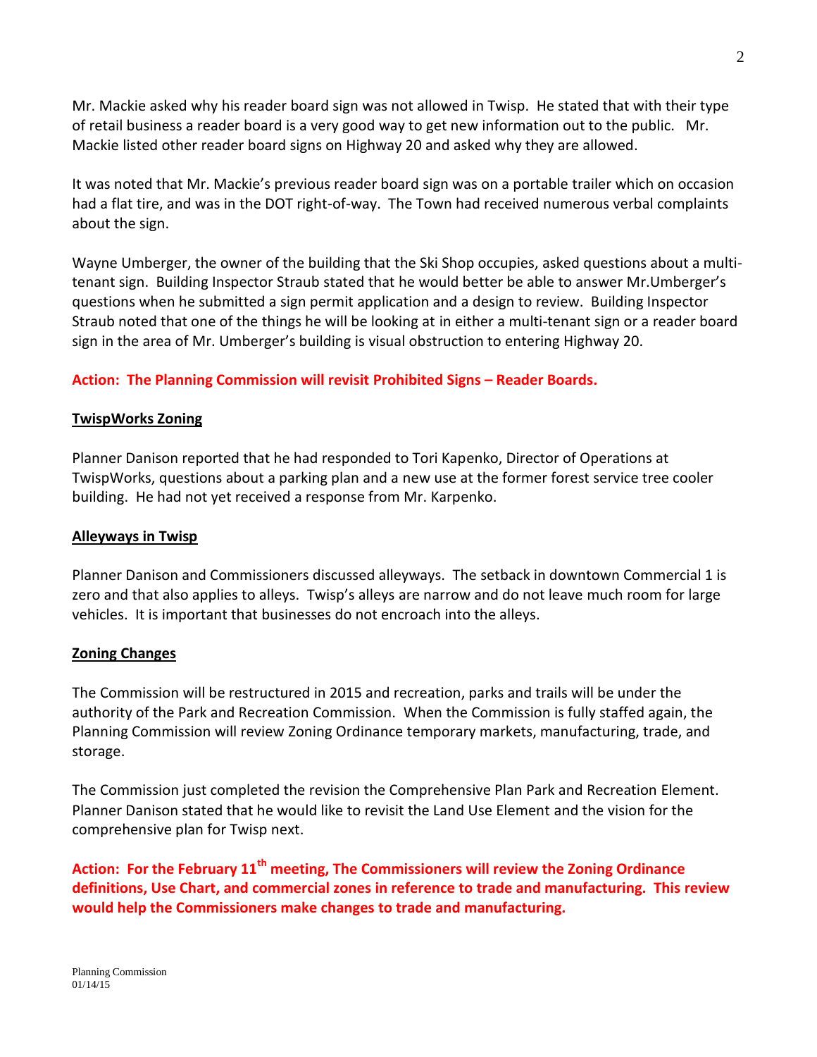Mr. Mackie asked why his reader board sign was not allowed in Twisp. He stated that with their type of retail business a reader board is a very good way to get new information out to the public. Mr. Mackie listed other reader board signs on Highway 20 and asked why they are allowed.

It was noted that Mr. Mackie's previous reader board sign was on a portable trailer which on occasion had a flat tire, and was in the DOT right-of-way. The Town had received numerous verbal complaints about the sign.

Wayne Umberger, the owner of the building that the Ski Shop occupies, asked questions about a multi-tenant sign. Building Inspector Straub stated that he would better be able to answer Mr.Umberger's questions when he submitted a sign permit application and a design to review. Building Inspector Straub noted that one of the things he will be looking at in either a multi-tenant sign or a reader board sign in the area of Mr. Umberger's building is visual obstruction to entering Highway 20.

**Action: The Planning Commission will revisit Prohibited Signs – Reader Boards.**

**TwispWorks Zoning**

Planner Danison reported that he had responded to Tori Kapenko, Director of Operations at TwispWorks, questions about a parking plan and a new use at the former forest service tree cooler building. He had not yet received a response from Mr. Karpenko.

**Alleyways in Twisp**

Planner Danison and Commissioners discussed alleyways. The setback in downtown Commercial 1 is zero and that also applies to alleys. Twisp's alleys are narrow and do not leave much room for large vehicles. It is important that businesses do not encroach into the alleys.

**Zoning Changes**

The Commission will be restructured in 2015 and recreation, parks and trails will be under the authority of the Park and Recreation Commission. When the Commission is fully staffed again, the Planning Commission will review Zoning Ordinance temporary markets, manufacturing, trade, and storage.

The Commission just completed the revision the Comprehensive Plan Park and Recreation Element. Planner Danison stated that he would like to revisit the Land Use Element and the vision for the comprehensive plan for Twisp next.

**Action: For the February 11th meeting, The Commissioners will review the Zoning Ordinance definitions, Use Chart, and commercial zones in reference to trade and manufacturing. This review would help the Commissioners make changes to trade and manufacturing.**

Planning Commission
01/14/15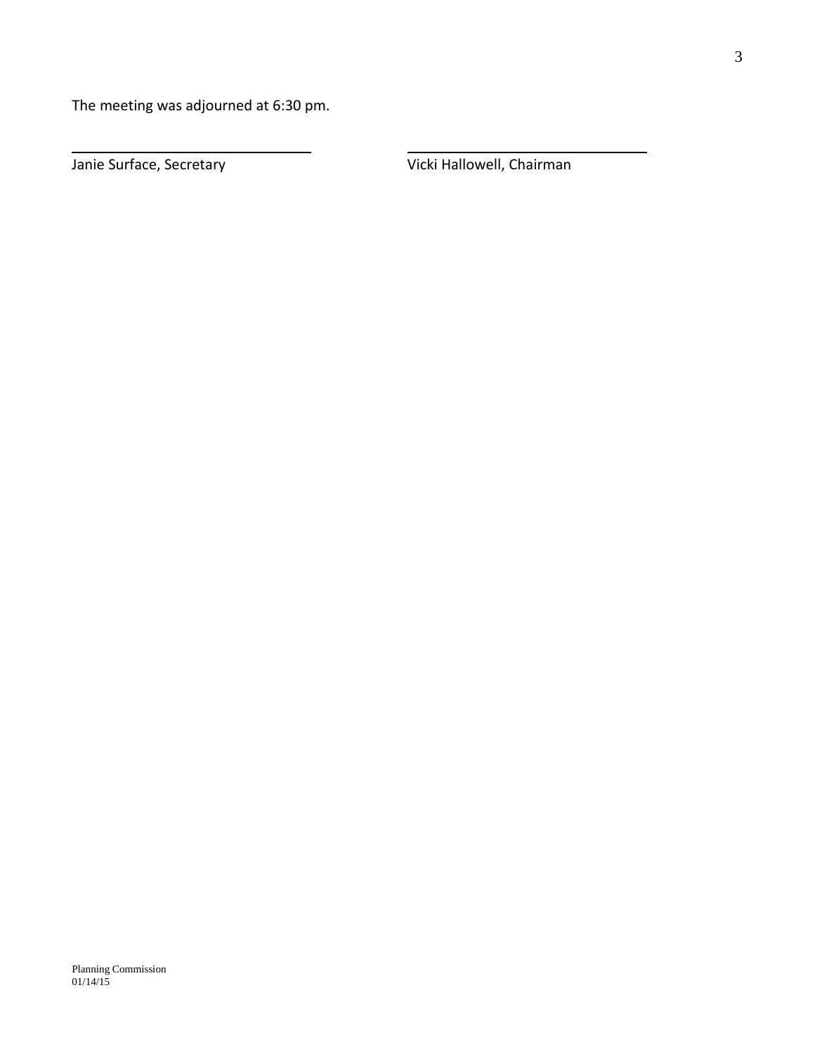The meeting was adjourned at 6:30 pm.

| | |
|---|---|
| Janie Surface, Secretary | Vicki Hallowell, Chairman |